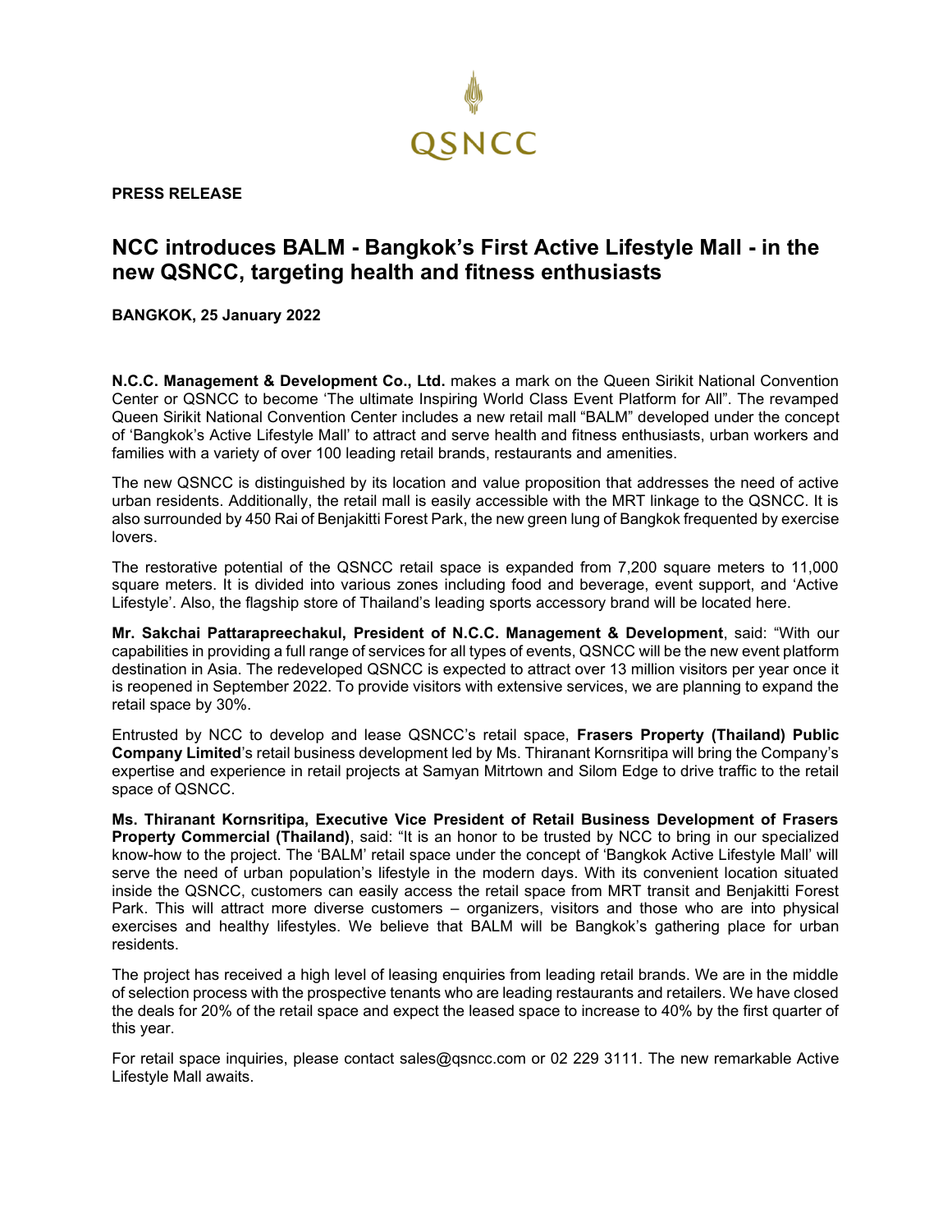QSNCC

**PRESS RELEASE**

# NCC introduces BALM - Bangkok's First Active Lifestyle Mall - in the new QSNCC, targeting health and fitness enthusiasts

**BANGKOK, 25 January 2022**

**N.C.C. Management & Development Co., Ltd.** makes a mark on the Queen Sirikit National Convention Center or QSNCC to become 'The ultimate Inspiring World Class Event Platform for All". The revamped Queen Sirikit National Convention Center includes a new retail mall "BALM" developed under the concept of 'Bangkok's Active Lifestyle Mall' to attract and serve health and fitness enthusiasts, urban workers and families with a variety of over 100 leading retail brands, restaurants and amenities.

The new QSNCC is distinguished by its location and value proposition that addresses the need of active urban residents. Additionally, the retail mall is easily accessible with the MRT linkage to the QSNCC. It is also surrounded by 450 Rai of Benjakitti Forest Park, the new green lung of Bangkok frequented by exercise lovers.

The restorative potential of the QSNCC retail space is expanded from 7,200 square meters to 11,000 square meters. It is divided into various zones including food and beverage, event support, and 'Active Lifestyle'. Also, the flagship store of Thailand's leading sports accessory brand will be located here.

**Mr. Sakchai Pattarapreechakul, President of N.C.C. Management & Development**, said: "With our capabilities in providing a full range of services for all types of events, QSNCC will be the new event platform destination in Asia. The redeveloped QSNCC is expected to attract over 13 million visitors per year once it is reopened in September 2022. To provide visitors with extensive services, we are planning to expand the retail space by 30%.

Entrusted by NCC to develop and lease QSNCC's retail space, **Frasers Property (Thailand) Public Company Limited**'s retail business development led by Ms. Thiranant Kornsritipa will bring the Company's expertise and experience in retail projects at Samyan Mitrtown and Silom Edge to drive traffic to the retail space of QSNCC.

**Ms. Thiranant Kornsritipa, Executive Vice President of Retail Business Development of Frasers Property Commercial (Thailand)**, said: "It is an honor to be trusted by NCC to bring in our specialized know-how to the project. The 'BALM' retail space under the concept of 'Bangkok Active Lifestyle Mall' will serve the need of urban population's lifestyle in the modern days. With its convenient location situated inside the QSNCC, customers can easily access the retail space from MRT transit and Benjakitti Forest Park. This will attract more diverse customers – organizers, visitors and those who are into physical exercises and healthy lifestyles. We believe that BALM will be Bangkok's gathering place for urban residents.

The project has received a high level of leasing enquiries from leading retail brands. We are in the middle of selection process with the prospective tenants who are leading restaurants and retailers. We have closed the deals for 20% of the retail space and expect the leased space to increase to 40% by the first quarter of this year.

For retail space inquiries, please contact sales@qsncc.com or 02 229 3111. The new remarkable Active Lifestyle Mall awaits.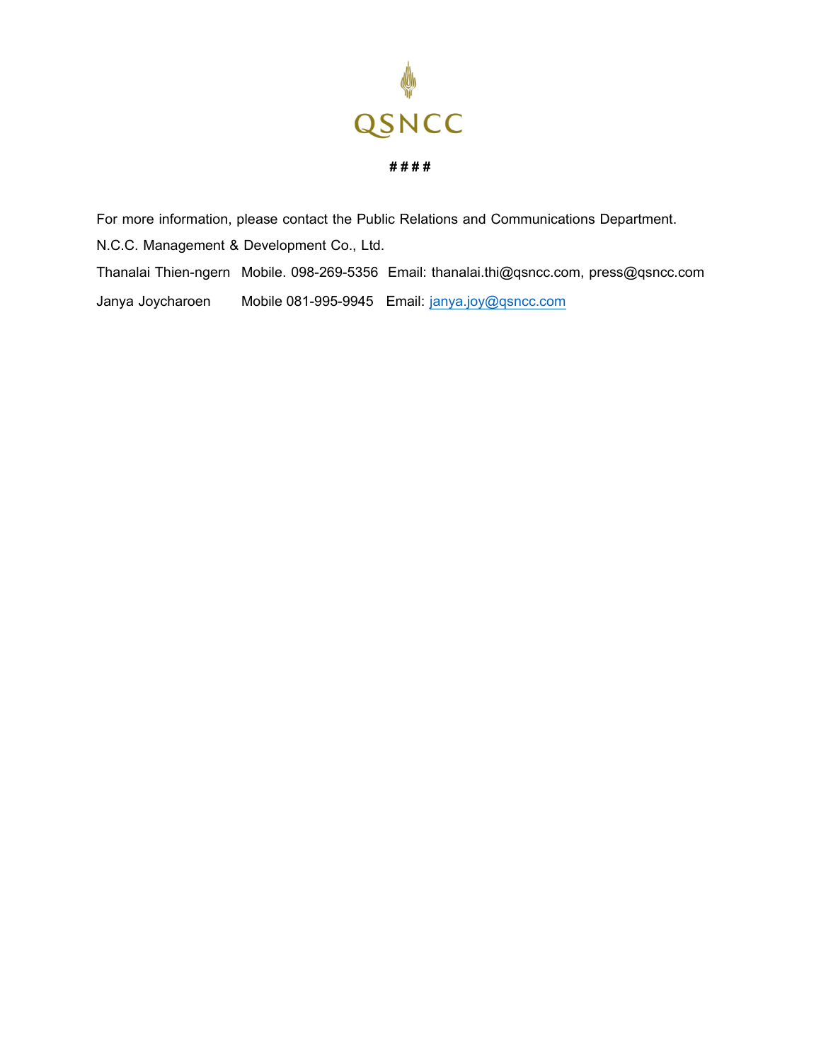QSNCC

####

For more information, please contact the Public Relations and Communications Department.

N.C.C. Management & Development Co., Ltd.

Thanalai Thien-ngern Mobile. 098-269-5356 Email: thanalai.thi@qsncc.com, press@qsncc.com

Janya Joycharoen Mobile 081-995-9945 Email: janya.joy@qsncc.com